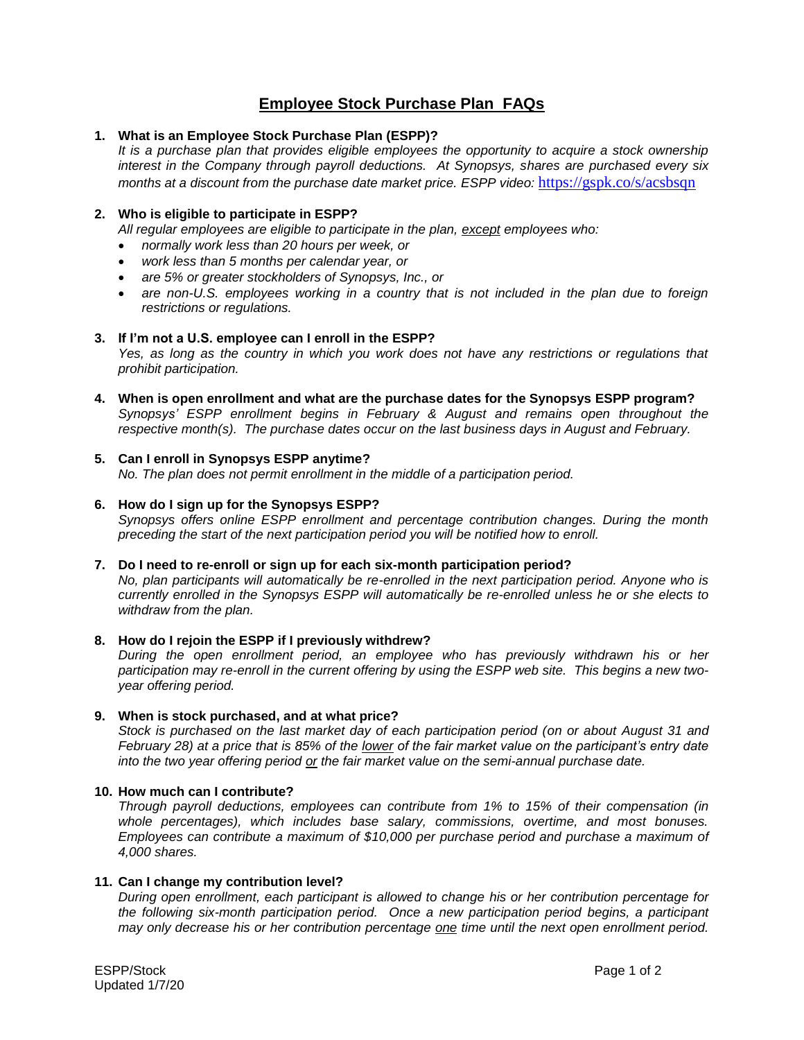# Employee Stock Purchase Plan FAQs

1. **What is an Employee Stock Purchase Plan (ESPP)?**
   *It is a purchase plan that provides eligible employees the opportunity to acquire a stock ownership interest in the Company through payroll deductions. At Synopsys, shares are purchased every six months at a discount from the purchase date market price. ESPP video:* https://gspk.co/s/acsbsqn

2. **Who is eligible to participate in ESPP?**
   *All regular employees are eligible to participate in the plan, except employees who:*
   - *normally work less than 20 hours per week, or*
   - *work less than 5 months per calendar year, or*
   - *are 5% or greater stockholders of Synopsys, Inc., or*
   - *are non-U.S. employees working in a country that is not included in the plan due to foreign restrictions or regulations.*

3. **If I'm not a U.S. employee can I enroll in the ESPP?**
   *Yes, as long as the country in which you work does not have any restrictions or regulations that prohibit participation.*

4. **When is open enrollment and what are the purchase dates for the Synopsys ESPP program?**
   *Synopsys' ESPP enrollment begins in February & August and remains open throughout the respective month(s). The purchase dates occur on the last business days in August and February.*

5. **Can I enroll in Synopsys ESPP anytime?**
   *No. The plan does not permit enrollment in the middle of a participation period.*

6. **How do I sign up for the Synopsys ESPP?**
   *Synopsys offers online ESPP enrollment and percentage contribution changes. During the month preceding the start of the next participation period you will be notified how to enroll.*

7. **Do I need to re-enroll or sign up for each six-month participation period?**
   *No, plan participants will automatically be re-enrolled in the next participation period. Anyone who is currently enrolled in the Synopsys ESPP will automatically be re-enrolled unless he or she elects to withdraw from the plan.*

8. **How do I rejoin the ESPP if I previously withdrew?**
   *During the open enrollment period, an employee who has previously withdrawn his or her participation may re-enroll in the current offering by using the ESPP web site. This begins a new two-year offering period.*

9. **When is stock purchased, and at what price?**
   *Stock is purchased on the last market day of each participation period (on or about August 31 and February 28) at a price that is 85% of the lower of the fair market value on the participant's entry date into the two year offering period or the fair market value on the semi-annual purchase date.*

10. **How much can I contribute?**
    *Through payroll deductions, employees can contribute from 1% to 15% of their compensation (in whole percentages), which includes base salary, commissions, overtime, and most bonuses. Employees can contribute a maximum of $10,000 per purchase period and purchase a maximum of 4,000 shares.*

11. **Can I change my contribution level?**
    *During open enrollment, each participant is allowed to change his or her contribution percentage for the following six-month participation period. Once a new participation period begins, a participant may only decrease his or her contribution percentage one time until the next open enrollment period.*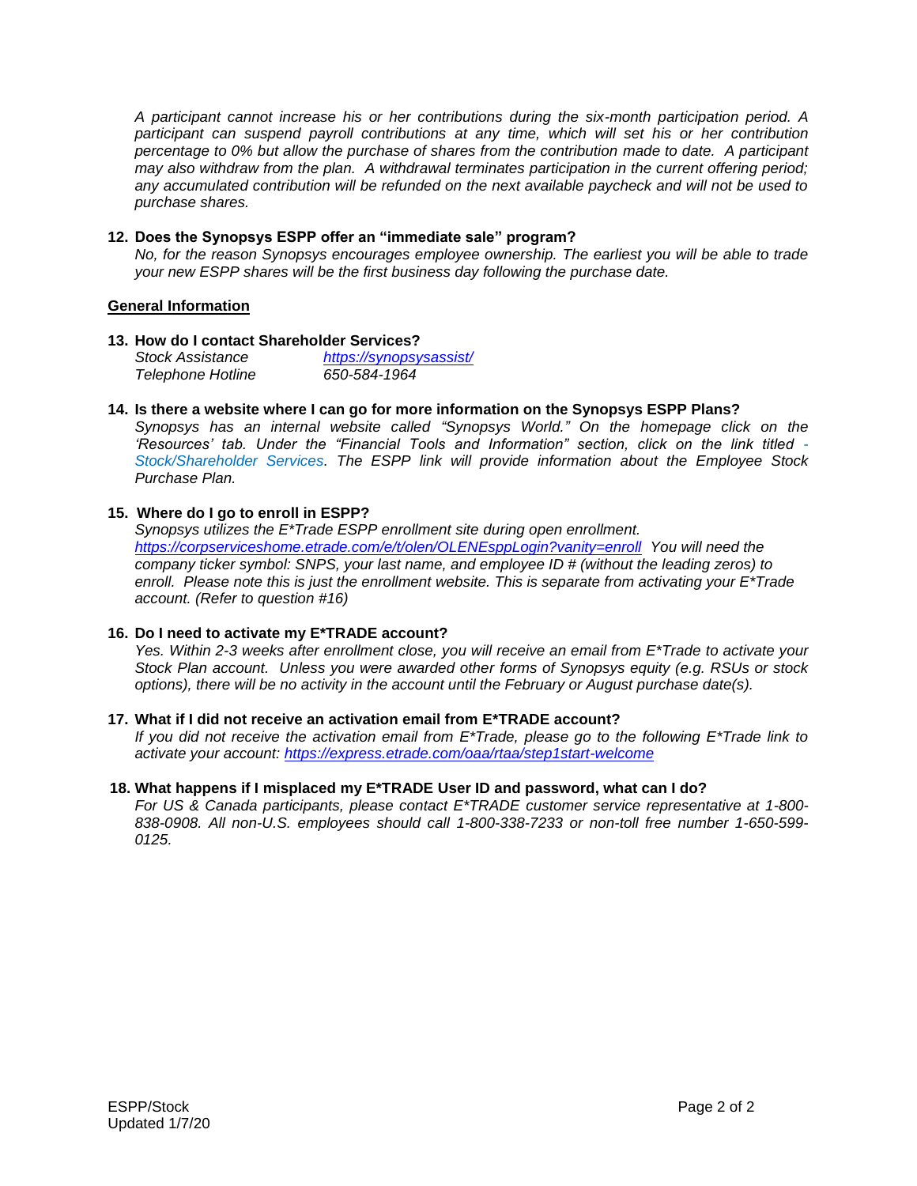*A participant cannot increase his or her contributions during the six-month participation period. A participant can suspend payroll contributions at any time, which will set his or her contribution percentage to 0% but allow the purchase of shares from the contribution made to date. A participant may also withdraw from the plan. A withdrawal terminates participation in the current offering period; any accumulated contribution will be refunded on the next available paycheck and will not be used to purchase shares.*

**12. Does the Synopsys ESPP offer an "immediate sale" program?**

*No, for the reason Synopsys encourages employee ownership. The earliest you will be able to trade your new ESPP shares will be the first business day following the purchase date.*

## General Information

**13. How do I contact Shareholder Services?**

| | |
|---|---|
| *Stock Assistance* | *https://synopsysassist/* |
| *Telephone Hotline* | *650-584-1964* |

**14. Is there a website where I can go for more information on the Synopsys ESPP Plans?**

*Synopsys has an internal website called "Synopsys World." On the homepage click on the 'Resources' tab. Under the "Financial Tools and Information" section, click on the link titled - Stock/Shareholder Services. The ESPP link will provide information about the Employee Stock Purchase Plan.*

**15. Where do I go to enroll in ESPP?**

*Synopsys utilizes the E*Trade ESPP enrollment site during open enrollment. https://corpserviceshome.etrade.com/e/t/olen/OLENEsppLogin?vanity=enroll You will need the company ticker symbol: SNPS, your last name, and employee ID # (without the leading zeros) to enroll. Please note this is just the enrollment website. This is separate from activating your E*Trade account. (Refer to question #16)*

**16. Do I need to activate my E*TRADE account?**

*Yes. Within 2-3 weeks after enrollment close, you will receive an email from E*Trade to activate your Stock Plan account. Unless you were awarded other forms of Synopsys equity (e.g. RSUs or stock options), there will be no activity in the account until the February or August purchase date(s).*

**17. What if I did not receive an activation email from E*TRADE account?**

*If you did not receive the activation email from E*Trade, please go to the following E*Trade link to activate your account: https://express.etrade.com/oaa/rtaa/step1start-welcome*

**18. What happens if I misplaced my E*TRADE User ID and password, what can I do?**

*For US & Canada participants, please contact E*TRADE customer service representative at 1-800-838-0908. All non-U.S. employees should call 1-800-338-7233 or non-toll free number 1-650-599-0125.*

ESPP/Stock
Updated 1/7/20